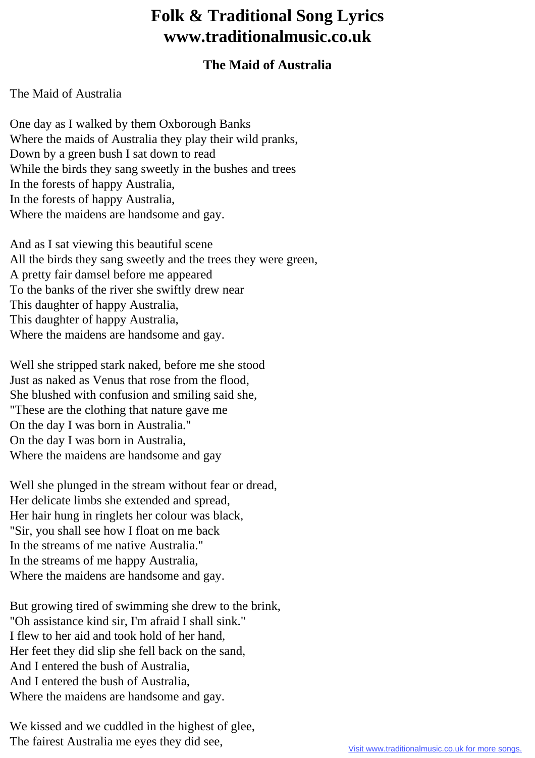# Folk & Traditional Song Lyrics
# www.traditionalmusic.co.uk

## The Maid of Australia

The Maid of Australia

One day as I walked by them Oxborough Banks
Where the maids of Australia they play their wild pranks,
Down by a green bush I sat down to read
While the birds they sang sweetly in the bushes and trees
In the forests of happy Australia,
In the forests of happy Australia,
Where the maidens are handsome and gay.

And as I sat viewing this beautiful scene
All the birds they sang sweetly and the trees they were green,
A pretty fair damsel before me appeared
To the banks of the river she swiftly drew near
This daughter of happy Australia,
This daughter of happy Australia,
Where the maidens are handsome and gay.

Well she stripped stark naked, before me she stood
Just as naked as Venus that rose from the flood,
She blushed with confusion and smiling said she,
"These are the clothing that nature gave me
On the day I was born in Australia."
On the day I was born in Australia,
Where the maidens are handsome and gay

Well she plunged in the stream without fear or dread,
Her delicate limbs she extended and spread,
Her hair hung in ringlets her colour was black,
"Sir, you shall see how I float on me back
In the streams of me native Australia."
In the streams of me happy Australia,
Where the maidens are handsome and gay.

But growing tired of swimming she drew to the brink,
"Oh assistance kind sir, I'm afraid I shall sink."
I flew to her aid and took hold of her hand,
Her feet they did slip she fell back on the sand,
And I entered the bush of Australia,
And I entered the bush of Australia,
Where the maidens are handsome and gay.

We kissed and we cuddled in the highest of glee,
The fairest Australia me eyes they did see,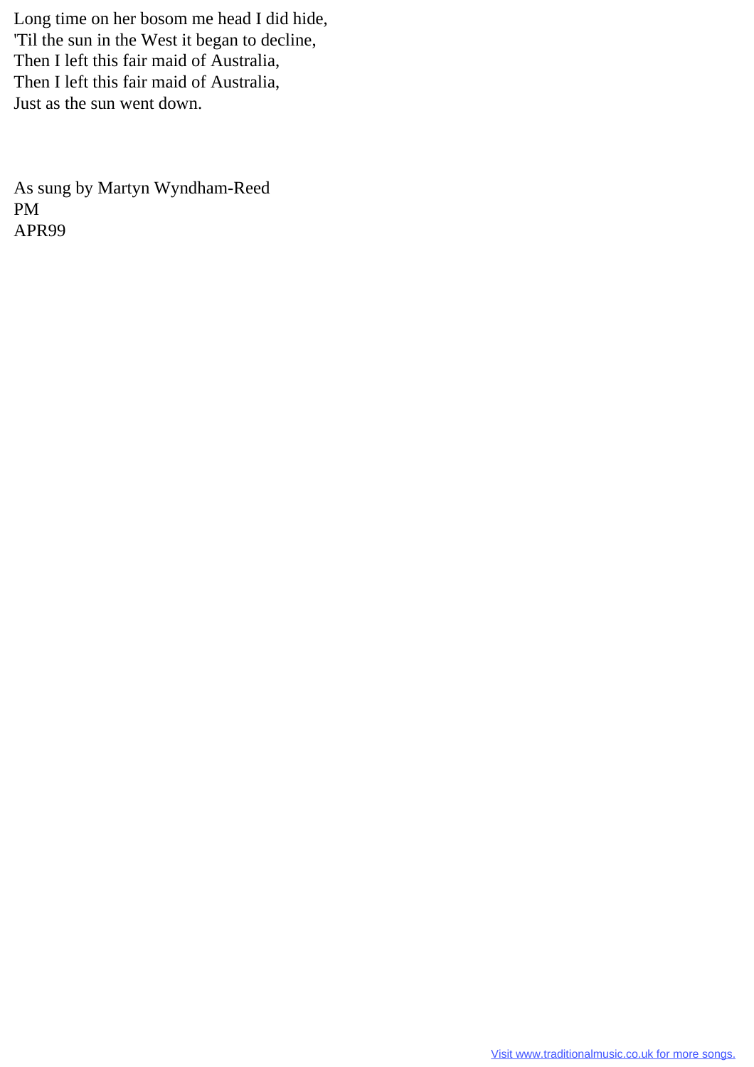Long time on her bosom me head I did hide,
'Til the sun in the West it began to decline,
Then I left this fair maid of Australia,
Then I left this fair maid of Australia,
Just as the sun went down.

As sung by Martyn Wyndham-Reed
PM
APR99